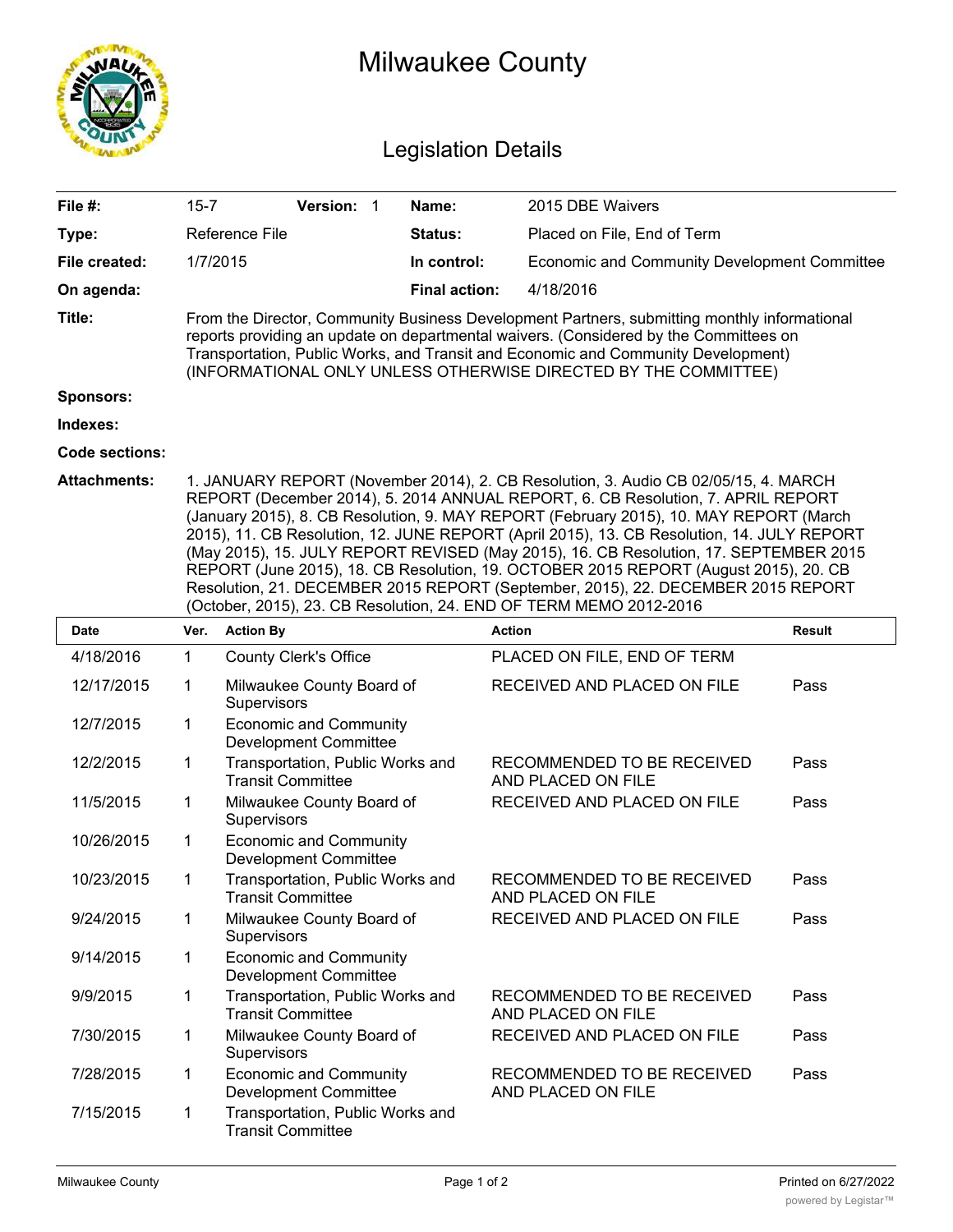# Milwaukee County

## Legislation Details

| | | | | | |
|---|---|---|---|---|---|
| **File #:** | 15-7 | **Version:** 1 | **Name:** | 2015 DBE Waivers | |
| **Type:** | Reference File | | **Status:** | Placed on File, End of Term | |
| **File created:** | 1/7/2015 | | **In control:** | Economic and Community Development Committee | |
| **On agenda:** | | | **Final action:** | 4/18/2016 | |

**Title:** From the Director, Community Business Development Partners, submitting monthly informational reports providing an update on departmental waivers. (Considered by the Committees on Transportation, Public Works, and Transit and Economic and Community Development) (INFORMATIONAL ONLY UNLESS OTHERWISE DIRECTED BY THE COMMITTEE)

**Sponsors:**

**Indexes:**

**Code sections:**

**Attachments:** 1. JANUARY REPORT (November 2014), 2. CB Resolution, 3. Audio CB 02/05/15, 4. MARCH REPORT (December 2014), 5. 2014 ANNUAL REPORT, 6. CB Resolution, 7. APRIL REPORT (January 2015), 8. CB Resolution, 9. MAY REPORT (February 2015), 10. MAY REPORT (March 2015), 11. CB Resolution, 12. JUNE REPORT (April 2015), 13. CB Resolution, 14. JULY REPORT (May 2015), 15. JULY REPORT REVISED (May 2015), 16. CB Resolution, 17. SEPTEMBER 2015 REPORT (June 2015), 18. CB Resolution, 19. OCTOBER 2015 REPORT (August 2015), 20. CB Resolution, 21. DECEMBER 2015 REPORT (September, 2015), 22. DECEMBER 2015 REPORT (October, 2015), 23. CB Resolution, 24. END OF TERM MEMO 2012-2016

| Date | Ver. | Action By | Action | Result |
|---|---|---|---|---|
| 4/18/2016 | 1 | County Clerk's Office | PLACED ON FILE, END OF TERM | |
| 12/17/2015 | 1 | Milwaukee County Board of Supervisors | RECEIVED AND PLACED ON FILE | Pass |
| 12/7/2015 | 1 | Economic and Community Development Committee | | |
| 12/2/2015 | 1 | Transportation, Public Works and Transit Committee | RECOMMENDED TO BE RECEIVED AND PLACED ON FILE | Pass |
| 11/5/2015 | 1 | Milwaukee County Board of Supervisors | RECEIVED AND PLACED ON FILE | Pass |
| 10/26/2015 | 1 | Economic and Community Development Committee | | |
| 10/23/2015 | 1 | Transportation, Public Works and Transit Committee | RECOMMENDED TO BE RECEIVED AND PLACED ON FILE | Pass |
| 9/24/2015 | 1 | Milwaukee County Board of Supervisors | RECEIVED AND PLACED ON FILE | Pass |
| 9/14/2015 | 1 | Economic and Community Development Committee | | |
| 9/9/2015 | 1 | Transportation, Public Works and Transit Committee | RECOMMENDED TO BE RECEIVED AND PLACED ON FILE | Pass |
| 7/30/2015 | 1 | Milwaukee County Board of Supervisors | RECEIVED AND PLACED ON FILE | Pass |
| 7/28/2015 | 1 | Economic and Community Development Committee | RECOMMENDED TO BE RECEIVED AND PLACED ON FILE | Pass |
| 7/15/2015 | 1 | Transportation, Public Works and Transit Committee | | |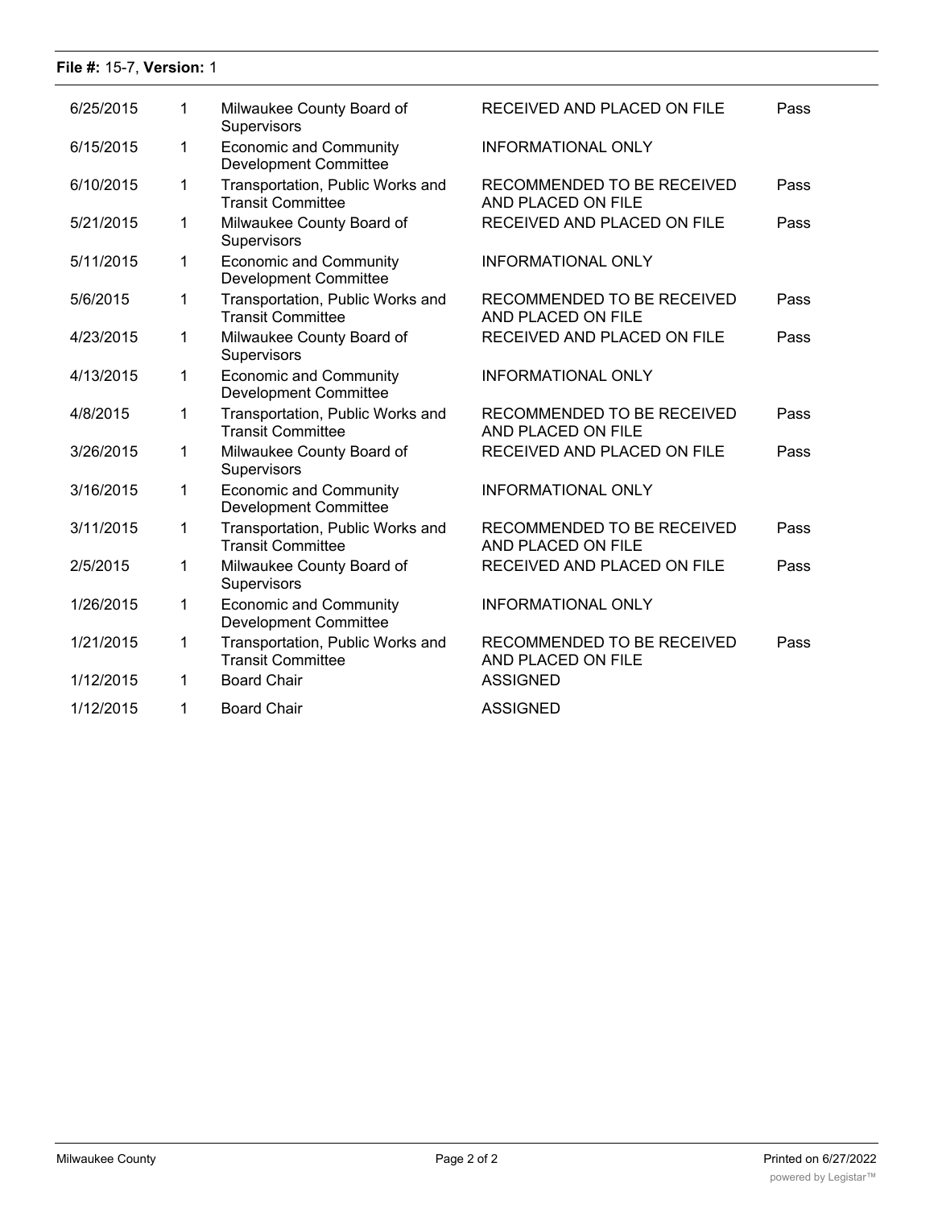**File #:** 15-7, **Version:** 1

| | | | | |
|---|---|---|---|---|
| 6/25/2015 | 1 | Milwaukee County Board of Supervisors | RECEIVED AND PLACED ON FILE | Pass |
| 6/15/2015 | 1 | Economic and Community Development Committee | INFORMATIONAL ONLY | |
| 6/10/2015 | 1 | Transportation, Public Works and Transit Committee | RECOMMENDED TO BE RECEIVED AND PLACED ON FILE | Pass |
| 5/21/2015 | 1 | Milwaukee County Board of Supervisors | RECEIVED AND PLACED ON FILE | Pass |
| 5/11/2015 | 1 | Economic and Community Development Committee | INFORMATIONAL ONLY | |
| 5/6/2015 | 1 | Transportation, Public Works and Transit Committee | RECOMMENDED TO BE RECEIVED AND PLACED ON FILE | Pass |
| 4/23/2015 | 1 | Milwaukee County Board of Supervisors | RECEIVED AND PLACED ON FILE | Pass |
| 4/13/2015 | 1 | Economic and Community Development Committee | INFORMATIONAL ONLY | |
| 4/8/2015 | 1 | Transportation, Public Works and Transit Committee | RECOMMENDED TO BE RECEIVED AND PLACED ON FILE | Pass |
| 3/26/2015 | 1 | Milwaukee County Board of Supervisors | RECEIVED AND PLACED ON FILE | Pass |
| 3/16/2015 | 1 | Economic and Community Development Committee | INFORMATIONAL ONLY | |
| 3/11/2015 | 1 | Transportation, Public Works and Transit Committee | RECOMMENDED TO BE RECEIVED AND PLACED ON FILE | Pass |
| 2/5/2015 | 1 | Milwaukee County Board of Supervisors | RECEIVED AND PLACED ON FILE | Pass |
| 1/26/2015 | 1 | Economic and Community Development Committee | INFORMATIONAL ONLY | |
| 1/21/2015 | 1 | Transportation, Public Works and Transit Committee | RECOMMENDED TO BE RECEIVED AND PLACED ON FILE | Pass |
| 1/12/2015 | 1 | Board Chair | ASSIGNED | |
| 1/12/2015 | 1 | Board Chair | ASSIGNED | |